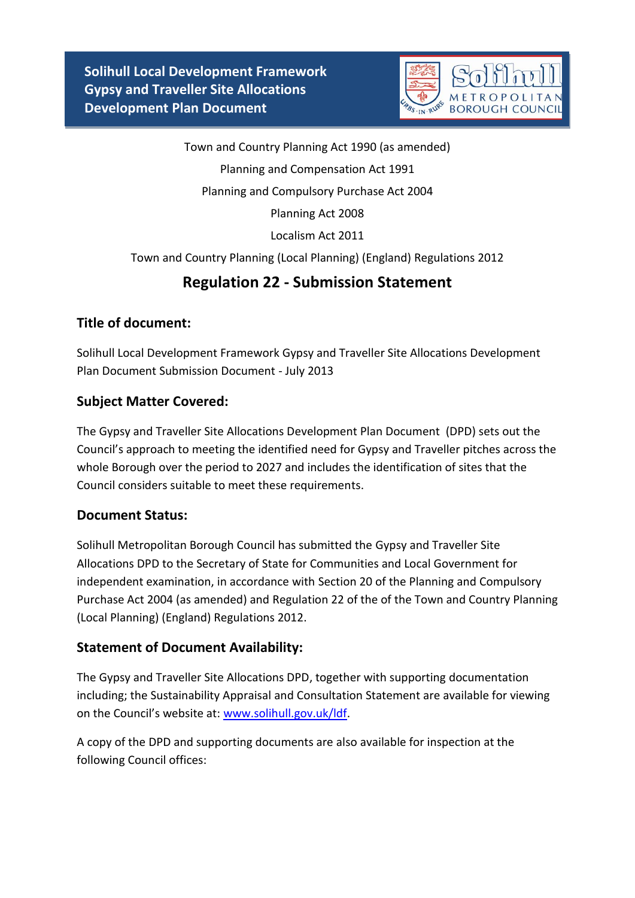**Solihull Local Development Framework**
**Gypsy and Traveller Site Allocations**
**Development Plan Document**

Town and Country Planning Act 1990 (as amended)

Planning and Compensation Act 1991

Planning and Compulsory Purchase Act 2004

Planning Act 2008

Localism Act 2011

Town and Country Planning (Local Planning) (England) Regulations 2012

# Regulation 22 - Submission Statement

## Title of document:

Solihull Local Development Framework Gypsy and Traveller Site Allocations Development Plan Document Submission Document - July 2013

## Subject Matter Covered:

The Gypsy and Traveller Site Allocations Development Plan Document (DPD) sets out the Council's approach to meeting the identified need for Gypsy and Traveller pitches across the whole Borough over the period to 2027 and includes the identification of sites that the Council considers suitable to meet these requirements.

## Document Status:

Solihull Metropolitan Borough Council has submitted the Gypsy and Traveller Site Allocations DPD to the Secretary of State for Communities and Local Government for independent examination, in accordance with Section 20 of the Planning and Compulsory Purchase Act 2004 (as amended) and Regulation 22 of the of the Town and Country Planning (Local Planning) (England) Regulations 2012.

## Statement of Document Availability:

The Gypsy and Traveller Site Allocations DPD, together with supporting documentation including; the Sustainability Appraisal and Consultation Statement are available for viewing on the Council's website at: [www.solihull.gov.uk/ldf](www.solihull.gov.uk/ldf).

A copy of the DPD and supporting documents are also available for inspection at the following Council offices: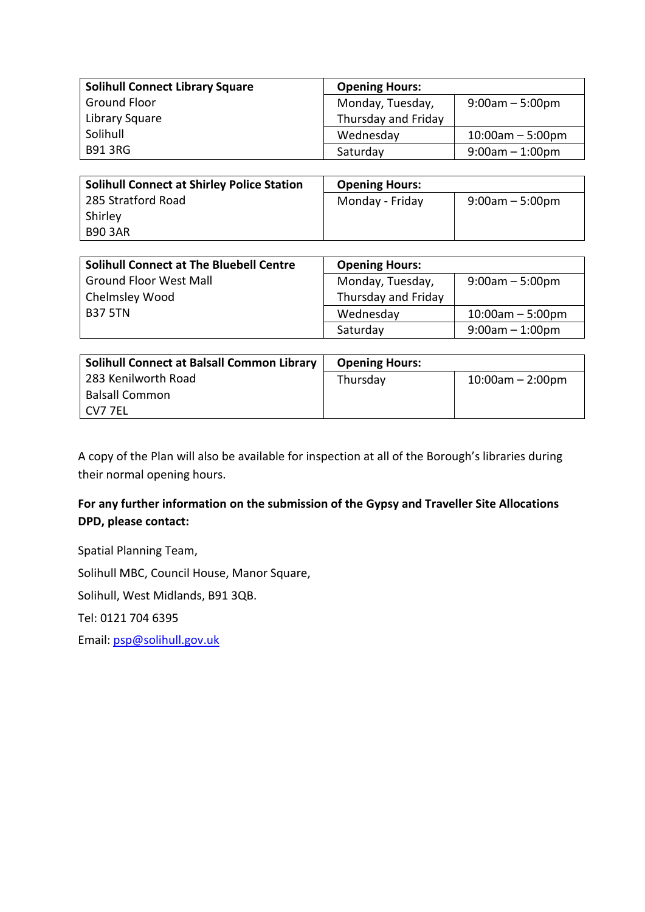| Solihull Connect Library Square | Opening Hours: | |
|---|---|---|
| Ground Floor<br>Library Square<br>Solihull<br>B91 3RG | Monday, Tuesday, Thursday and Friday | 9:00am – 5:00pm |
| | Wednesday | 10:00am – 5:00pm |
| | Saturday | 9:00am – 1:00pm |

| Solihull Connect at Shirley Police Station | Opening Hours: | |
|---|---|---|
| 285 Stratford Road<br>Shirley<br>B90 3AR | Monday - Friday | 9:00am – 5:00pm |

| Solihull Connect at The Bluebell Centre | Opening Hours: | |
|---|---|---|
| Ground Floor West Mall<br>Chelmsley Wood<br>B37 5TN | Monday, Tuesday, Thursday and Friday | 9:00am – 5:00pm |
| | Wednesday | 10:00am – 5:00pm |
| | Saturday | 9:00am – 1:00pm |

| Solihull Connect at Balsall Common Library | Opening Hours: | |
|---|---|---|
| 283 Kenilworth Road<br>Balsall Common<br>CV7 7EL | Thursday | 10:00am – 2:00pm |

A copy of the Plan will also be available for inspection at all of the Borough's libraries during their normal opening hours.

**For any further information on the submission of the Gypsy and Traveller Site Allocations DPD, please contact:**

Spatial Planning Team,

Solihull MBC, Council House, Manor Square,

Solihull, West Midlands, B91 3QB.

Tel: 0121 704 6395

Email: psp@solihull.gov.uk